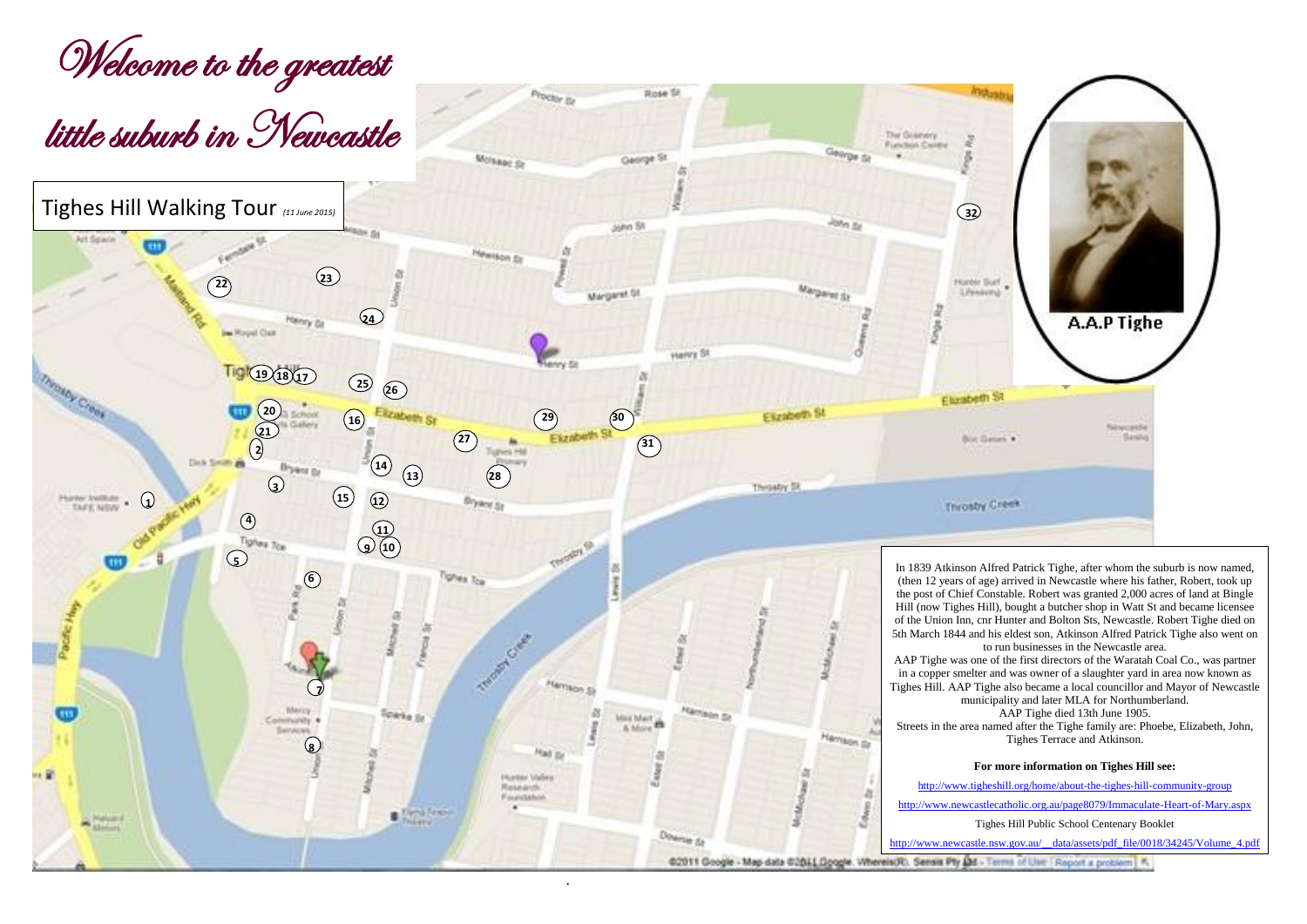# Welcome to the greatest little suburb in Newcastle

## Tighes Hill Walking Tour *(11 June 2015)*

A.A.P Tighe

In 1839 Atkinson Alfred Patrick Tighe, after whom the suburb is now named, (then 12 years of age) arrived in Newcastle where his father, Robert, took up the post of Chief Constable. Robert was granted 2,000 acres of land at Bingle Hill (now Tighes Hill), bought a butcher shop in Watt St and became licensee of the Union Inn, cnr Hunter and Bolton Sts, Newcastle. Robert Tighe died on 5th March 1844 and his eldest son, Atkinson Alfred Patrick Tighe also went on to run businesses in the Newcastle area.

AAP Tighe was one of the first directors of the Waratah Coal Co., was partner in a copper smelter and was owner of a slaughter yard in area now known as Tighes Hill. AAP Tighe also became a local councillor and Mayor of Newcastle municipality and later MLA for Northumberland.

AAP Tighe died 13th June 1905.

Streets in the area named after the Tighe family are: Phoebe, Elizabeth, John, Tighes Terrace and Atkinson.

**For more information on Tighes Hill see:**

http://www.tigheshill.org/home/about-the-tighes-hill-community-group

http://www.newcastlecatholic.org.au/page8079/Immaculate-Heart-of-Mary.aspx

Tighes Hill Public School Centenary Booklet

http://www.newcastle.nsw.gov.au/__data/assets/pdf_file/0018/34245/Volume_4.pdf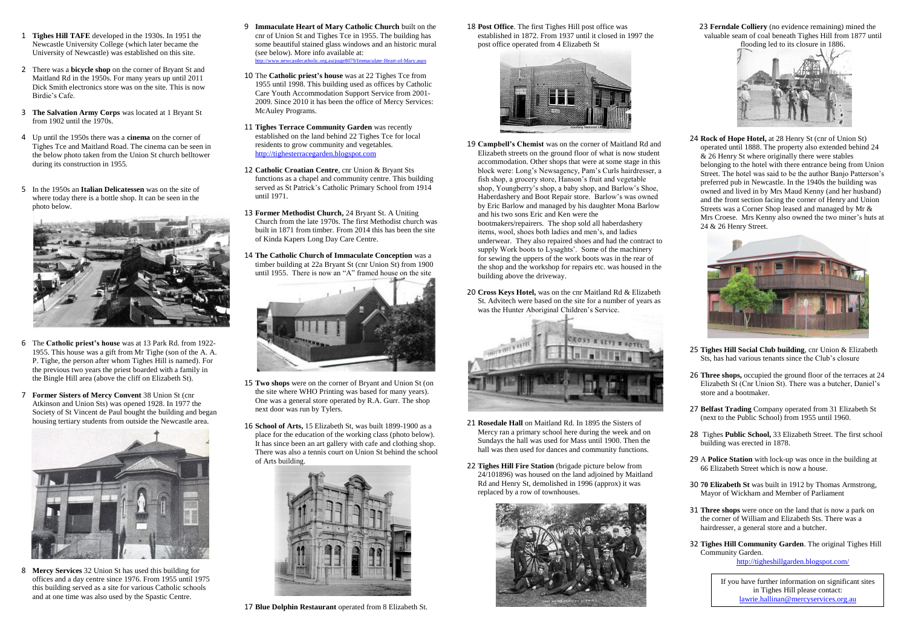1 **Tighes Hill TAFE** developed in the 1930s. In 1951 the Newcastle University College (which later became the University of Newcastle) was established on this site.

2 There was a **bicycle shop** on the corner of Bryant St and Maitland Rd in the 1950s. For many years up until 2011 Dick Smith electronics store was on the site. This is now Birdie's Cafe.

3 **The Salvation Army Corps** was located at 1 Bryant St from 1902 until the 1970s.

4 Up until the 1950s there was a **cinema** on the corner of Tighes Tce and Maitland Road. The cinema can be seen in the below photo taken from the Union St church belltower during its construction in 1955.

5 In the 1950s an **Italian Delicatessen** was on the site of where today there is a bottle shop. It can be seen in the photo below.

6 The **Catholic priest's house** was at 13 Park Rd. from 1922-1955. This house was a gift from Mr Tighe (son of the A. A. P. Tighe, the person after whom Tighes Hill is named). For the previous two years the priest boarded with a family in the Bingle Hill area (above the cliff on Elizabeth St).

7 **Former Sisters of Mercy Convent** 38 Union St (cnr Atkinson and Union Sts) was opened 1928. In 1977 the Society of St Vincent de Paul bought the building and began housing tertiary students from outside the Newcastle area.

8 **Mercy Services** 32 Union St has used this building for offices and a day centre since 1976. From 1955 until 1975 this building served as a site for various Catholic schools and at one time was also used by the Spastic Centre.

9 **Immaculate Heart of Mary Catholic Church** built on the cnr of Union St and Tighes Tce in 1955. The building has some beautiful stained glass windows and an historic mural (see below). More info available at: http://www.newcastlecatholic.org.au/page8079/Immaculate-Heart-of-Mary.aspx

10 The **Catholic priest's house** was at 22 Tighes Tce from 1955 until 1998. This building used as offices by Catholic Care Youth Accommodation Support Service from 2001-2009. Since 2010 it has been the office of Mercy Services: McAuley Programs.

11 **Tighes Terrace Community Garden** was recently established on the land behind 22 Tighes Tce for local residents to grow community and vegetables. http://tighesterracegarden.blogspot.com

12 **Catholic Croatian Centre**, cnr Union & Bryant Sts functions as a chapel and community centre. This building served as St Patrick's Catholic Primary School from 1914 until 1971.

13 **Former Methodist Church,** 24 Bryant St. A Uniting Church from the late 1970s. The first Methodist church was built in 1871 from timber. From 2014 this has been the site of Kinda Kapers Long Day Care Centre.

14 **The Catholic Church of Immaculate Conception** was a timber building at 22a Bryant St (cnr Union St) from 1900 until 1955. There is now an "A" framed house on the site

15 **Two shops** were on the corner of Bryant and Union St (on the site where WHO Printing was based for many years). One was a general store operated by R.A. Gurr. The shop next door was run by Tylers.

16 **School of Arts,** 15 Elizabeth St, was built 1899-1900 as a place for the education of the working class (photo below). It has since been an art gallery with cafe and clothing shop. There was also a tennis court on Union St behind the school of Arts building.

17 **Blue Dolphin Restaurant** operated from 8 Elizabeth St.

18 **Post Office**. The first Tighes Hill post office was established in 1872. From 1937 until it closed in 1997 the post office operated from 4 Elizabeth St

19 **Campbell's Chemist** was on the corner of Maitland Rd and Elizabeth streets on the ground floor of what is now student accommodation. Other shops that were at some stage in this block were: Long's Newsagency, Pam's Curls hairdresser, a fish shop, a grocery store, Hanson's fruit and vegetable shop, Youngberry's shop, a baby shop, and Barlow's Shoe, Haberdashery and Boot Repair store. Barlow's was owned by Eric Barlow and managed by his daughter Mona Barlow and his two sons Eric and Ken were the bootmakers/repairers. The shop sold all haberdashery items, wool, shoes both ladies and men's, and ladies underwear. They also repaired shoes and had the contract to supply Work boots to Lysaghts'. Some of the machinery for sewing the uppers of the work boots was in the rear of the shop and the workshop for repairs etc. was housed in the building above the driveway.

20 **Cross Keys Hotel,** was on the cnr Maitland Rd & Elizabeth St. Advitech were based on the site for a number of years as was the Hunter Aboriginal Children's Service.

21 **Rosedale Hall** on Maitland Rd. In 1895 the Sisters of Mercy ran a primary school here during the week and on Sundays the hall was used for Mass until 1900. Then the hall was then used for dances and community functions.

22 **Tighes Hill Fire Station** (brigade picture below from 24/101896) was housed on the land adjoined by Maitland Rd and Henry St, demolished in 1996 (approx) it was replaced by a row of townhouses.

23 **Ferndale Colliery** (no evidence remaining) mined the valuable seam of coal beneath Tighes Hill from 1877 until flooding led to its closure in 1886.

24 **Rock of Hope Hotel,** at 28 Henry St (cnr of Union St) operated until 1888. The property also extended behind 24 & 26 Henry St where originally there were stables belonging to the hotel with there entrance being from Union Street. The hotel was said to be the author Banjo Patterson's preferred pub in Newcastle. In the 1940s the building was owned and lived in by Mrs Maud Kenny (and her husband) and the front section facing the corner of Henry and Union Streets was a Corner Shop leased and managed by Mr & Mrs Croese. Mrs Kenny also owned the two miner's huts at 24 & 26 Henry Street.

25 **Tighes Hill Social Club building**, cnr Union & Elizabeth Sts, has had various tenants since the Club's closure

26 **Three shops,** occupied the ground floor of the terraces at 24 Elizabeth St (Cnr Union St). There was a butcher, Daniel's store and a bootmaker.

27 **Belfast Trading** Company operated from 31 Elizabeth St (next to the Public School) from 1955 until 1960.

28 Tighes **Public School,** 33 Elizabeth Street. The first school building was erected in 1878.

29 A **Police Station** with lock-up was once in the building at 66 Elizabeth Street which is now a house.

30 **70 Elizabeth St** was built in 1912 by Thomas Armstrong, Mayor of Wickham and Member of Parliament

31 **Three shops** were once on the land that is now a park on the corner of William and Elizabeth Sts. There was a hairdresser, a general store and a butcher.

32 **Tighes Hill Community Garden**. The original Tighes Hill Community Garden.
http://tigheshillgarden.blogspot.com/

If you have further information on significant sites in Tighes Hill please contact:
lawrie.hallinan@mercyservices.org.au